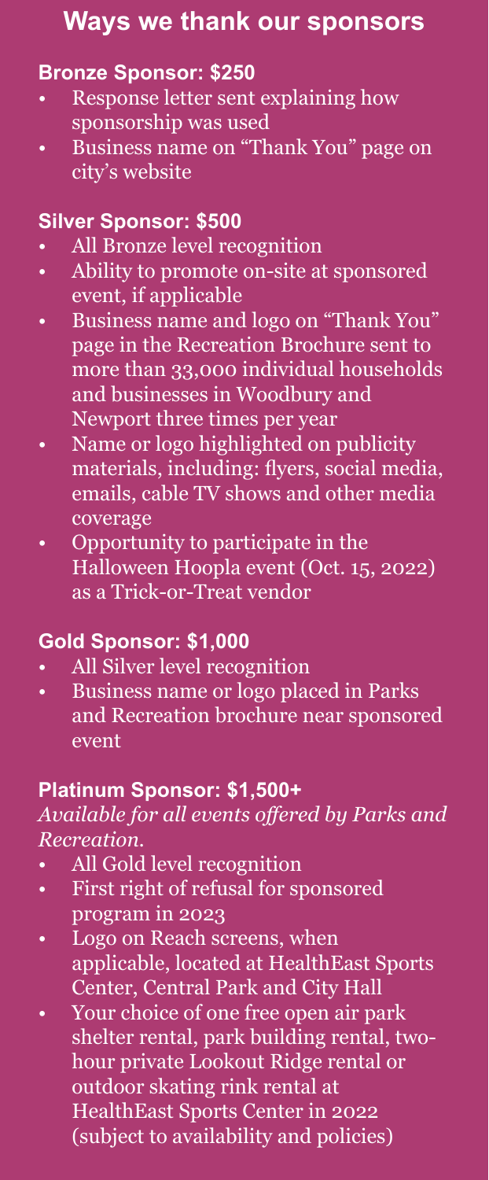# Ways we thank our sponsors

### Bronze Sponsor: $250

- Response letter sent explaining how sponsorship was used
- Business name on "Thank You" page on city's website

### Silver Sponsor: $500

- All Bronze level recognition
- Ability to promote on-site at sponsored event, if applicable
- Business name and logo on "Thank You" page in the Recreation Brochure sent to more than 33,000 individual households and businesses in Woodbury and Newport three times per year
- Name or logo highlighted on publicity materials, including: flyers, social media, emails, cable TV shows and other media coverage
- Opportunity to participate in the Halloween Hoopla event (Oct. 15, 2022) as a Trick-or-Treat vendor

### Gold Sponsor: $1,000

- All Silver level recognition
- Business name or logo placed in Parks and Recreation brochure near sponsored event

### Platinum Sponsor: $1,500+

*Available for all events offered by Parks and Recreation.*

- All Gold level recognition
- First right of refusal for sponsored program in 2023
- Logo on Reach screens, when applicable, located at HealthEast Sports Center, Central Park and City Hall
- Your choice of one free open air park shelter rental, park building rental, two-hour private Lookout Ridge rental or outdoor skating rink rental at HealthEast Sports Center in 2022 (subject to availability and policies)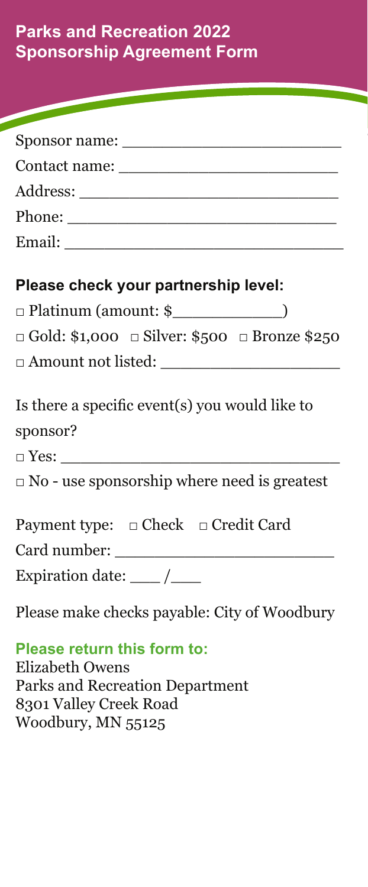# Parks and Recreation 2022 Sponsorship Agreement Form

Sponsor name: ______________________

Contact name: ______________________

Address: ___________________________

Phone: _____________________________

Email: _____________________________

## Please check your partnership level:

□ Platinum (amount: $___________)

□ Gold: $1,000 □ Silver: $500 □ Bronze $250

□ Amount not listed: ________________

Is there a specific event(s) you would like to sponsor?

□ Yes: _____________________________

□ No - use sponsorship where need is greatest

Payment type: □ Check □ Credit Card

Card number: ______________________

Expiration date: ___ /___

Please make checks payable: City of Woodbury

## Please return this form to:

Elizabeth Owens
Parks and Recreation Department
8301 Valley Creek Road
Woodbury, MN 55125